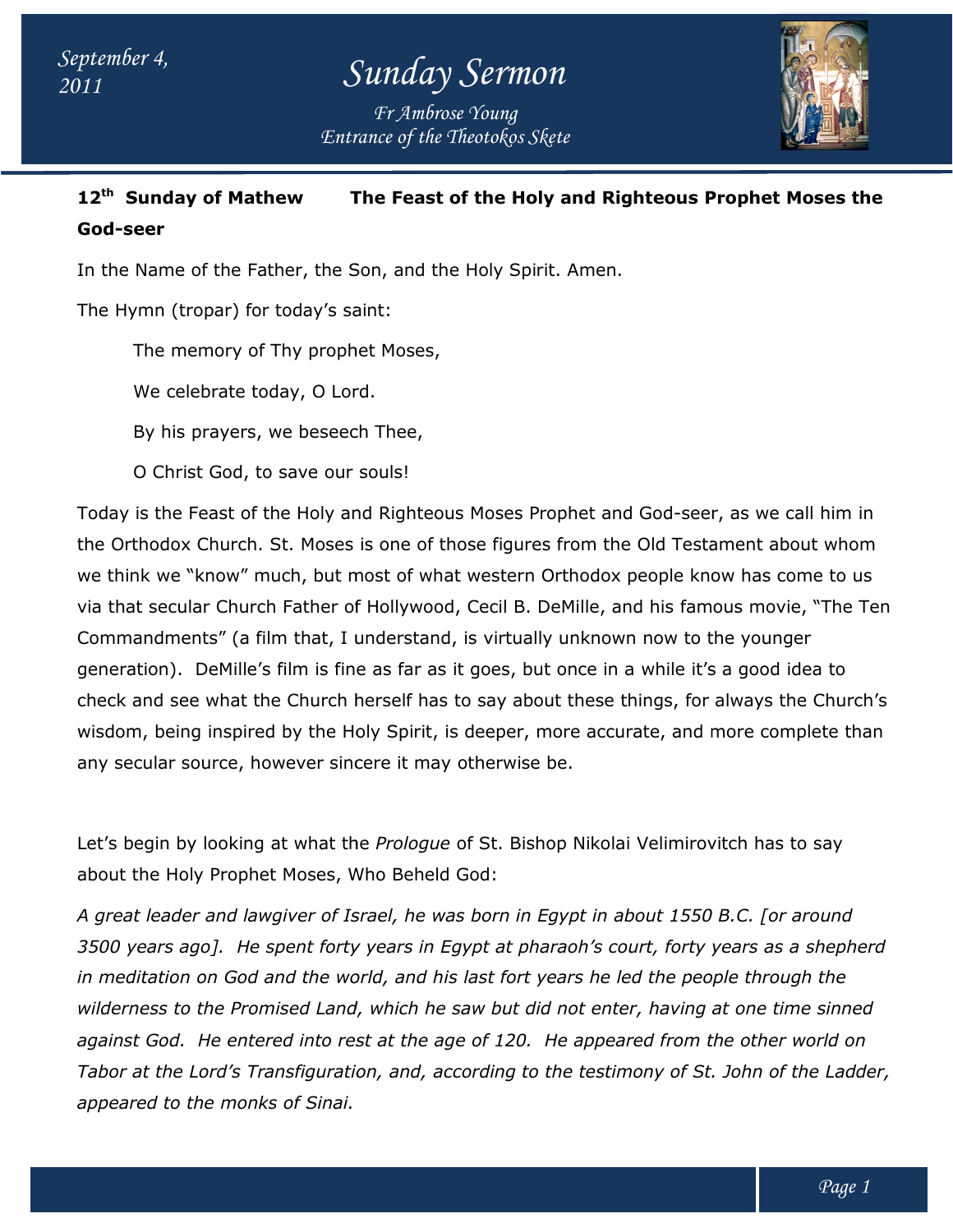# Sunday Sermon

September 4, 2011

Fr Ambrose Young
Entrance of the Theotokos Skete

**12th Sunday of Mathew The Feast of the Holy and Righteous Prophet Moses the God-seer**

In the Name of the Father, the Son, and the Holy Spirit. Amen.

The Hymn (tropar) for today's saint:

> The memory of Thy prophet Moses,
>
> We celebrate today, O Lord.
>
> By his prayers, we beseech Thee,
>
> O Christ God, to save our souls!

Today is the Feast of the Holy and Righteous Moses Prophet and God-seer, as we call him in the Orthodox Church. St. Moses is one of those figures from the Old Testament about whom we think we "know" much, but most of what western Orthodox people know has come to us via that secular Church Father of Hollywood, Cecil B. DeMille, and his famous movie, "The Ten Commandments" (a film that, I understand, is virtually unknown now to the younger generation). DeMille's film is fine as far as it goes, but once in a while it's a good idea to check and see what the Church herself has to say about these things, for always the Church's wisdom, being inspired by the Holy Spirit, is deeper, more accurate, and more complete than any secular source, however sincere it may otherwise be.

Let's begin by looking at what the *Prologue* of St. Bishop Nikolai Velimirovitch has to say about the Holy Prophet Moses, Who Beheld God:

*A great leader and lawgiver of Israel, he was born in Egypt in about 1550 B.C. [or around 3500 years ago]. He spent forty years in Egypt at pharaoh's court, forty years as a shepherd in meditation on God and the world, and his last fort years he led the people through the wilderness to the Promised Land, which he saw but did not enter, having at one time sinned against God. He entered into rest at the age of 120. He appeared from the other world on Tabor at the Lord's Transfiguration, and, according to the testimony of St. John of the Ladder, appeared to the monks of Sinai.*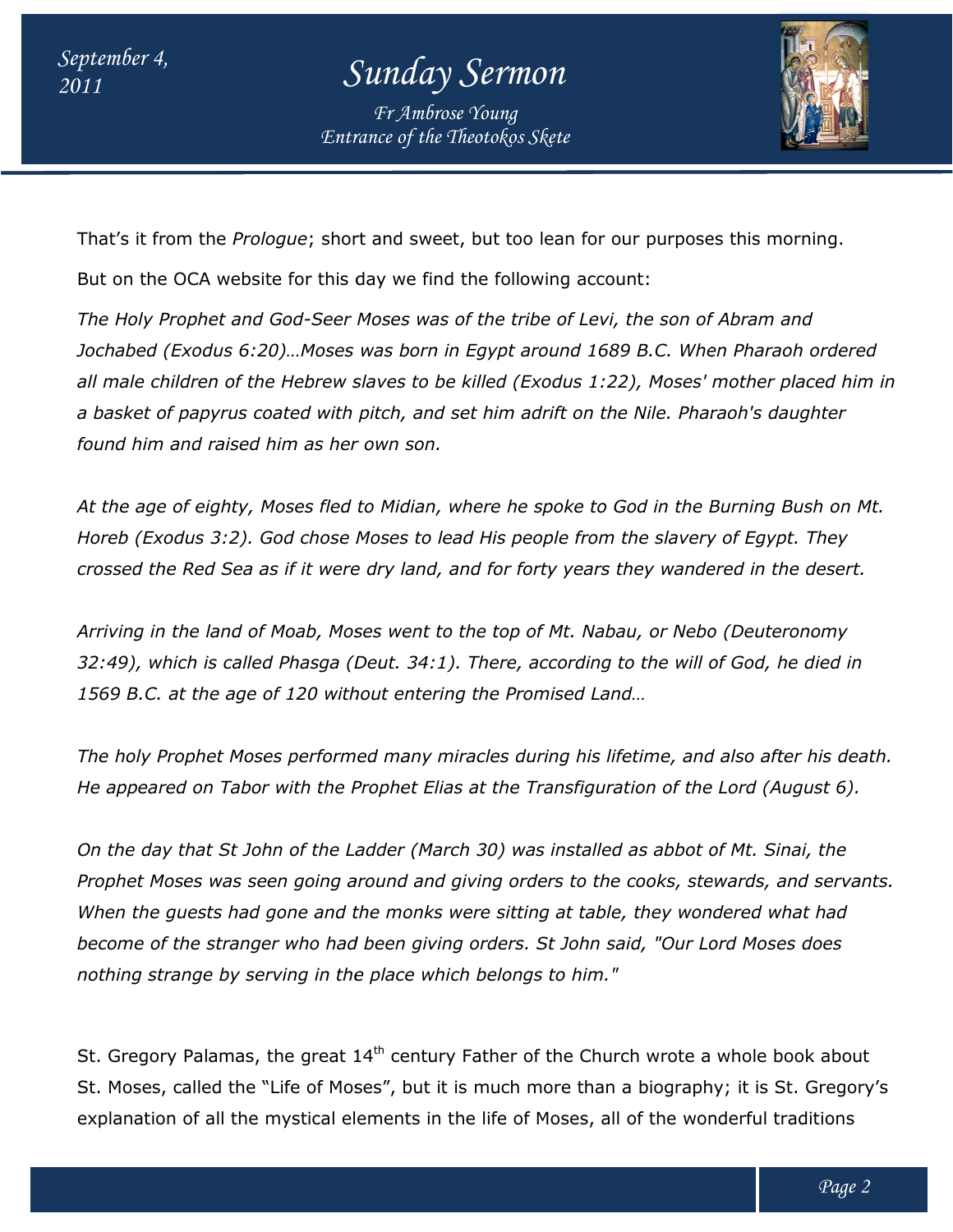That's it from the *Prologue*; short and sweet, but too lean for our purposes this morning.

But on the OCA website for this day we find the following account:

*The Holy Prophet and God-Seer Moses was of the tribe of Levi, the son of Abram and Jochabed (Exodus 6:20)…Moses was born in Egypt around 1689 B.C. When Pharaoh ordered all male children of the Hebrew slaves to be killed (Exodus 1:22), Moses' mother placed him in a basket of papyrus coated with pitch, and set him adrift on the Nile. Pharaoh's daughter found him and raised him as her own son.*

*At the age of eighty, Moses fled to Midian, where he spoke to God in the Burning Bush on Mt. Horeb (Exodus 3:2). God chose Moses to lead His people from the slavery of Egypt. They crossed the Red Sea as if it were dry land, and for forty years they wandered in the desert.*

*Arriving in the land of Moab, Moses went to the top of Mt. Nabau, or Nebo (Deuteronomy 32:49), which is called Phasga (Deut. 34:1). There, according to the will of God, he died in 1569 B.C. at the age of 120 without entering the Promised Land…*

*The holy Prophet Moses performed many miracles during his lifetime, and also after his death. He appeared on Tabor with the Prophet Elias at the Transfiguration of the Lord (August 6).*

*On the day that St John of the Ladder (March 30) was installed as abbot of Mt. Sinai, the Prophet Moses was seen going around and giving orders to the cooks, stewards, and servants. When the guests had gone and the monks were sitting at table, they wondered what had become of the stranger who had been giving orders. St John said, "Our Lord Moses does nothing strange by serving in the place which belongs to him."*

St. Gregory Palamas, the great 14th century Father of the Church wrote a whole book about St. Moses, called the "Life of Moses", but it is much more than a biography; it is St. Gregory's explanation of all the mystical elements in the life of Moses, all of the wonderful traditions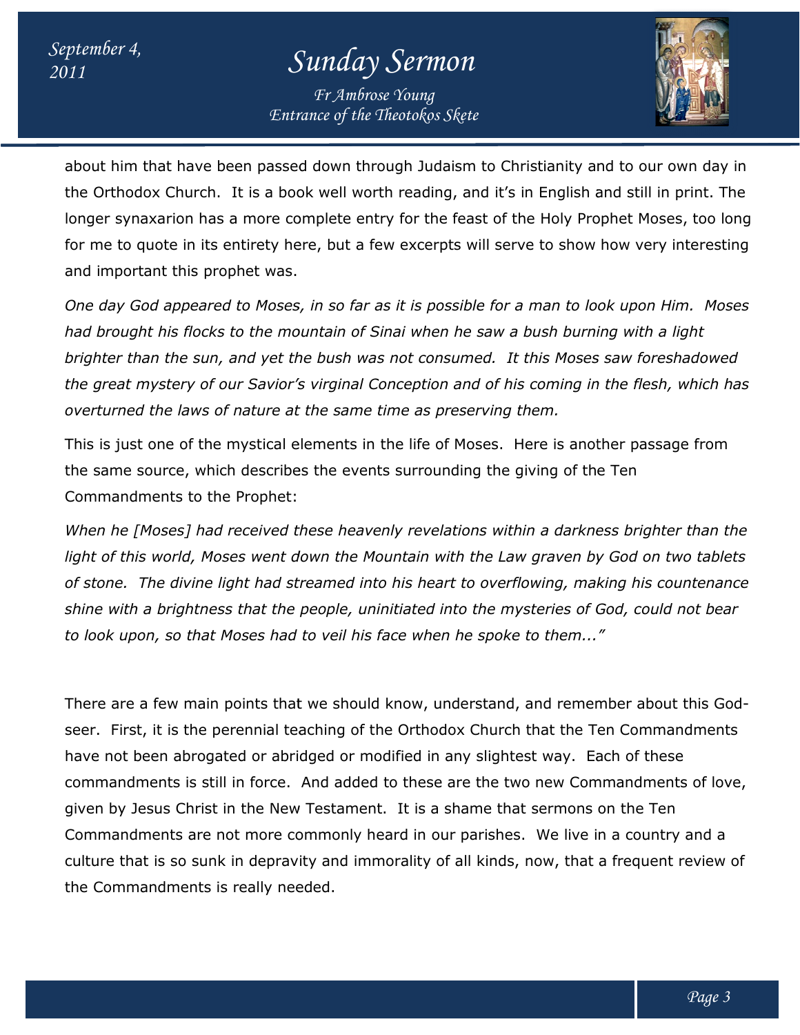about him that have been passed down through Judaism to Christianity and to our own day in the Orthodox Church. It is a book well worth reading, and it's in English and still in print. The longer synaxarion has a more complete entry for the feast of the Holy Prophet Moses, too long for me to quote in its entirety here, but a few excerpts will serve to show how very interesting and important this prophet was.

*One day God appeared to Moses, in so far as it is possible for a man to look upon Him. Moses had brought his flocks to the mountain of Sinai when he saw a bush burning with a light brighter than the sun, and yet the bush was not consumed. It this Moses saw foreshadowed the great mystery of our Savior's virginal Conception and of his coming in the flesh, which has overturned the laws of nature at the same time as preserving them.*

This is just one of the mystical elements in the life of Moses. Here is another passage from the same source, which describes the events surrounding the giving of the Ten Commandments to the Prophet:

*When he [Moses] had received these heavenly revelations within a darkness brighter than the light of this world, Moses went down the Mountain with the Law graven by God on two tablets of stone. The divine light had streamed into his heart to overflowing, making his countenance shine with a brightness that the people, uninitiated into the mysteries of God, could not bear to look upon, so that Moses had to veil his face when he spoke to them..."*

There are a few main points that we should know, understand, and remember about this God-seer. First, it is the perennial teaching of the Orthodox Church that the Ten Commandments have not been abrogated or abridged or modified in any slightest way. Each of these commandments is still in force. And added to these are the two new Commandments of love, given by Jesus Christ in the New Testament. It is a shame that sermons on the Ten Commandments are not more commonly heard in our parishes. We live in a country and a culture that is so sunk in depravity and immorality of all kinds, now, that a frequent review of the Commandments is really needed.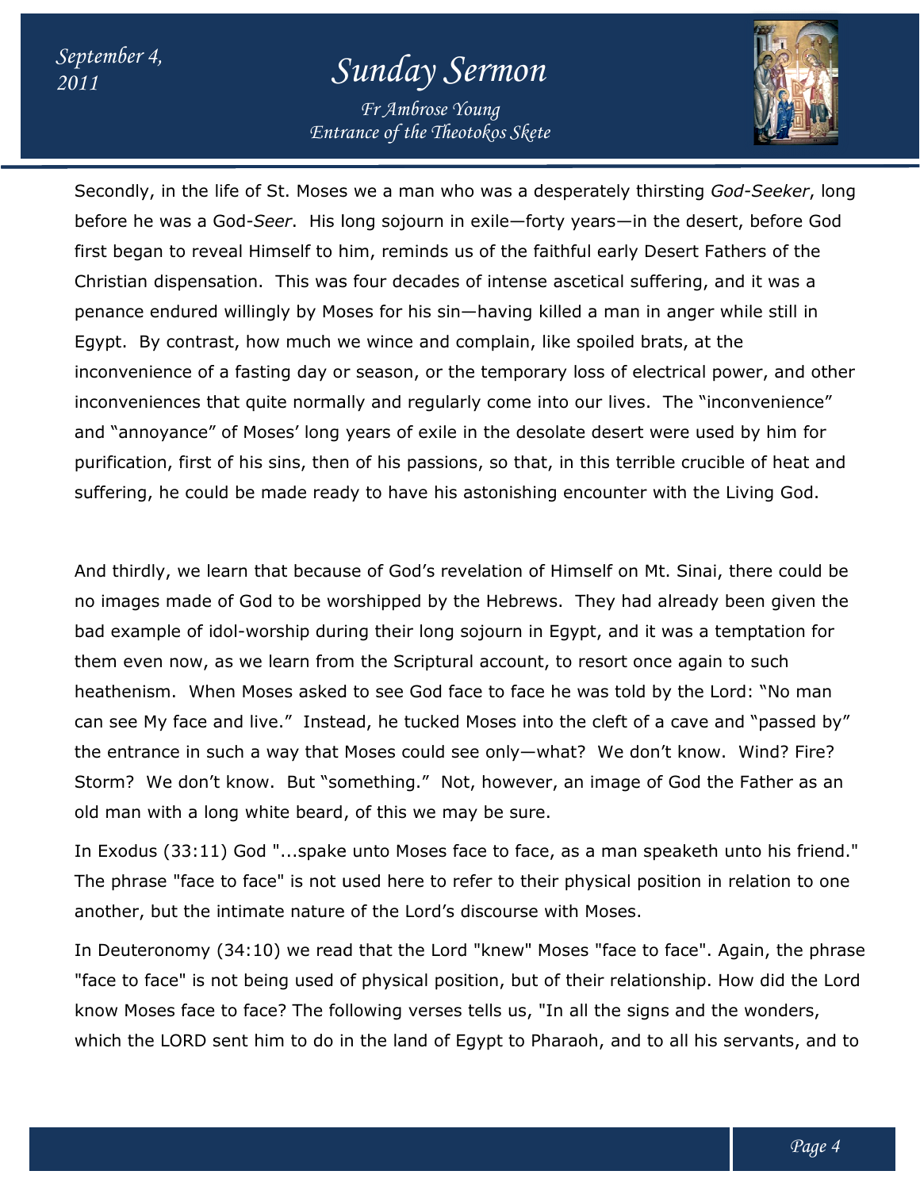Secondly, in the life of St. Moses we a man who was a desperately thirsting *God-Seeker*, long before he was a God-*Seer*. His long sojourn in exile—forty years—in the desert, before God first began to reveal Himself to him, reminds us of the faithful early Desert Fathers of the Christian dispensation. This was four decades of intense ascetical suffering, and it was a penance endured willingly by Moses for his sin—having killed a man in anger while still in Egypt. By contrast, how much we wince and complain, like spoiled brats, at the inconvenience of a fasting day or season, or the temporary loss of electrical power, and other inconveniences that quite normally and regularly come into our lives. The "inconvenience" and "annoyance" of Moses' long years of exile in the desolate desert were used by him for purification, first of his sins, then of his passions, so that, in this terrible crucible of heat and suffering, he could be made ready to have his astonishing encounter with the Living God.

And thirdly, we learn that because of God's revelation of Himself on Mt. Sinai, there could be no images made of God to be worshipped by the Hebrews. They had already been given the bad example of idol-worship during their long sojourn in Egypt, and it was a temptation for them even now, as we learn from the Scriptural account, to resort once again to such heathenism. When Moses asked to see God face to face he was told by the Lord: "No man can see My face and live." Instead, he tucked Moses into the cleft of a cave and "passed by" the entrance in such a way that Moses could see only—what? We don't know. Wind? Fire? Storm? We don't know. But "something." Not, however, an image of God the Father as an old man with a long white beard, of this we may be sure.

In Exodus (33:11) God "...spake unto Moses face to face, as a man speaketh unto his friend." The phrase "face to face" is not used here to refer to their physical position in relation to one another, but the intimate nature of the Lord's discourse with Moses.

In Deuteronomy (34:10) we read that the Lord "knew" Moses "face to face". Again, the phrase "face to face" is not being used of physical position, but of their relationship. How did the Lord know Moses face to face? The following verses tells us, "In all the signs and the wonders, which the LORD sent him to do in the land of Egypt to Pharaoh, and to all his servants, and to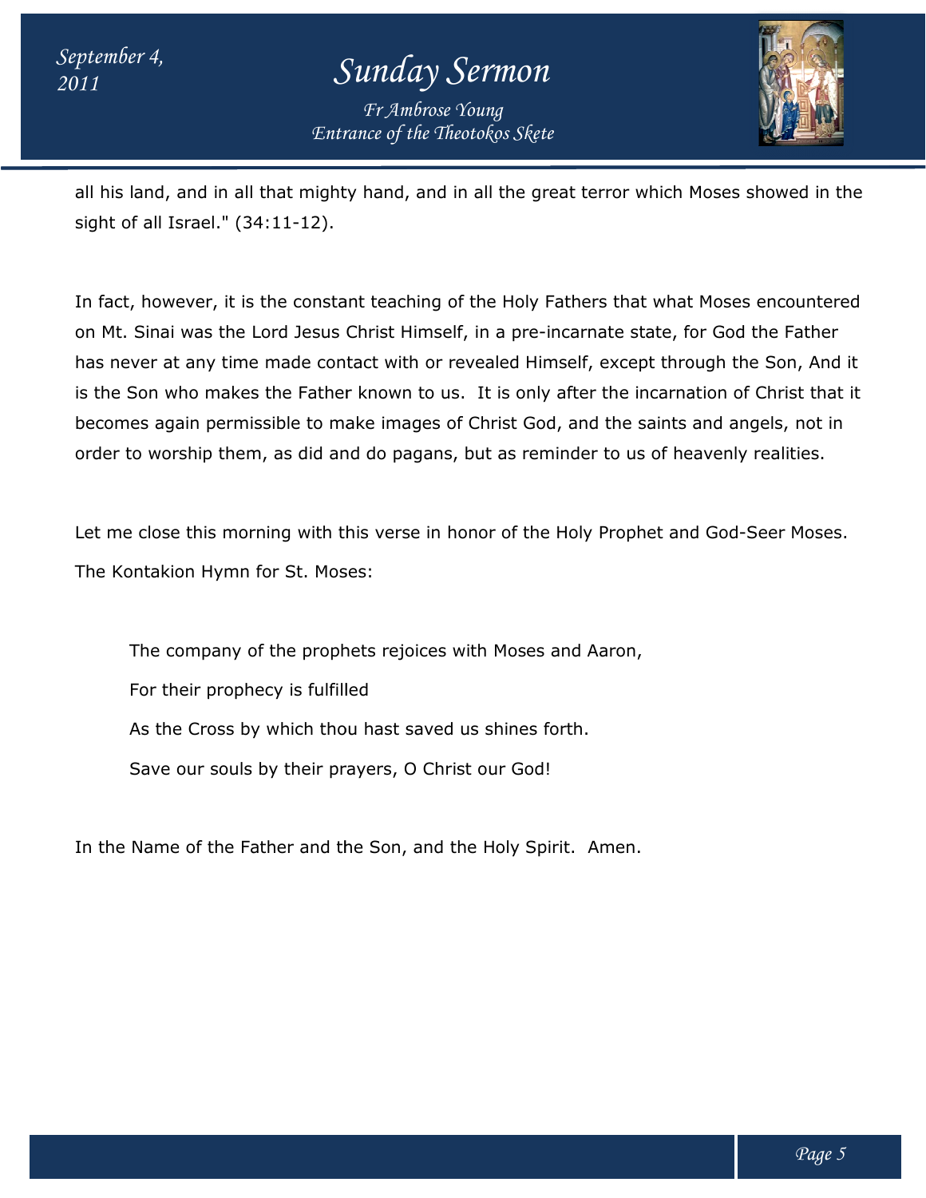all his land, and in all that mighty hand, and in all the great terror which Moses showed in the sight of all Israel." (34:11-12).

In fact, however, it is the constant teaching of the Holy Fathers that what Moses encountered on Mt. Sinai was the Lord Jesus Christ Himself, in a pre-incarnate state, for God the Father has never at any time made contact with or revealed Himself, except through the Son, And it is the Son who makes the Father known to us. It is only after the incarnation of Christ that it becomes again permissible to make images of Christ God, and the saints and angels, not in order to worship them, as did and do pagans, but as reminder to us of heavenly realities.

Let me close this morning with this verse in honor of the Holy Prophet and God-Seer Moses. The Kontakion Hymn for St. Moses:

> The company of the prophets rejoices with Moses and Aaron,
>
> For their prophecy is fulfilled
>
> As the Cross by which thou hast saved us shines forth.
>
> Save our souls by their prayers, O Christ our God!

In the Name of the Father and the Son, and the Holy Spirit. Amen.